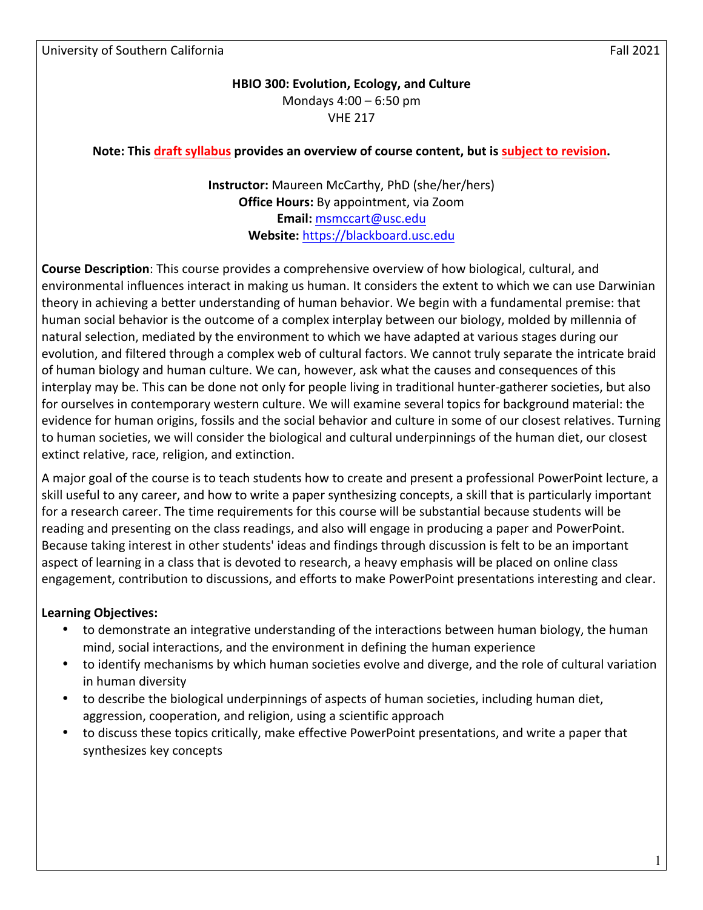University of Southern California Fall 2021

**HBIO 300: Evolution, Ecology, and Culture**
Mondays 4:00 – 6:50 pm
VHE 217

**Note: This draft syllabus provides an overview of course content, but is subject to revision.**

**Instructor:** Maureen McCarthy, PhD (she/her/hers)
**Office Hours:** By appointment, via Zoom
**Email:** msmccart@usc.edu
**Website:** https://blackboard.usc.edu

**Course Description**: This course provides a comprehensive overview of how biological, cultural, and environmental influences interact in making us human. It considers the extent to which we can use Darwinian theory in achieving a better understanding of human behavior. We begin with a fundamental premise: that human social behavior is the outcome of a complex interplay between our biology, molded by millennia of natural selection, mediated by the environment to which we have adapted at various stages during our evolution, and filtered through a complex web of cultural factors. We cannot truly separate the intricate braid of human biology and human culture. We can, however, ask what the causes and consequences of this interplay may be. This can be done not only for people living in traditional hunter-gatherer societies, but also for ourselves in contemporary western culture. We will examine several topics for background material: the evidence for human origins, fossils and the social behavior and culture in some of our closest relatives. Turning to human societies, we will consider the biological and cultural underpinnings of the human diet, our closest extinct relative, race, religion, and extinction.

A major goal of the course is to teach students how to create and present a professional PowerPoint lecture, a skill useful to any career, and how to write a paper synthesizing concepts, a skill that is particularly important for a research career. The time requirements for this course will be substantial because students will be reading and presenting on the class readings, and also will engage in producing a paper and PowerPoint. Because taking interest in other students' ideas and findings through discussion is felt to be an important aspect of learning in a class that is devoted to research, a heavy emphasis will be placed on online class engagement, contribution to discussions, and efforts to make PowerPoint presentations interesting and clear.

**Learning Objectives:**

- to demonstrate an integrative understanding of the interactions between human biology, the human mind, social interactions, and the environment in defining the human experience
- to identify mechanisms by which human societies evolve and diverge, and the role of cultural variation in human diversity
- to describe the biological underpinnings of aspects of human societies, including human diet, aggression, cooperation, and religion, using a scientific approach
- to discuss these topics critically, make effective PowerPoint presentations, and write a paper that synthesizes key concepts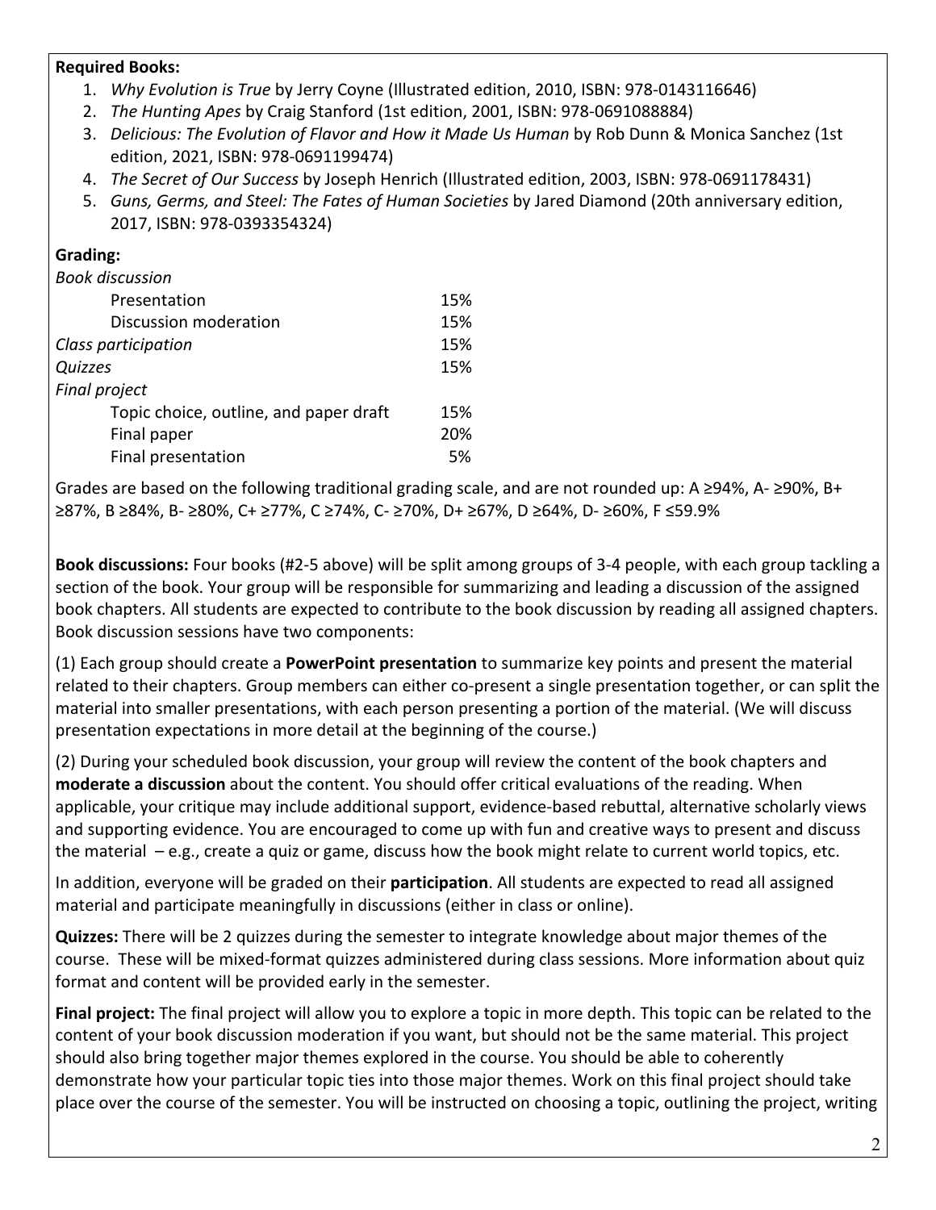**Required Books:**

1. *Why Evolution is True* by Jerry Coyne (Illustrated edition, 2010, ISBN: 978-0143116646)
2. *The Hunting Apes* by Craig Stanford (1st edition, 2001, ISBN: 978-0691088884)
3. *Delicious: The Evolution of Flavor and How it Made Us Human* by Rob Dunn & Monica Sanchez (1st edition, 2021, ISBN: 978-0691199474)
4. *The Secret of Our Success* by Joseph Henrich (Illustrated edition, 2003, ISBN: 978-0691178431)
5. *Guns, Germs, and Steel: The Fates of Human Societies* by Jared Diamond (20th anniversary edition, 2017, ISBN: 978-0393354324)

**Grading:**

| | |
|---|---|
| *Book discussion* | |
| Presentation | 15% |
| Discussion moderation | 15% |
| *Class participation* | 15% |
| *Quizzes* | 15% |
| *Final project* | |
| Topic choice, outline, and paper draft | 15% |
| Final paper | 20% |
| Final presentation | 5% |

Grades are based on the following traditional grading scale, and are not rounded up: A ≥94%, A- ≥90%, B+ ≥87%, B ≥84%, B- ≥80%, C+ ≥77%, C ≥74%, C- ≥70%, D+ ≥67%, D ≥64%, D- ≥60%, F ≤59.9%

**Book discussions:** Four books (#2-5 above) will be split among groups of 3-4 people, with each group tackling a section of the book. Your group will be responsible for summarizing and leading a discussion of the assigned book chapters. All students are expected to contribute to the book discussion by reading all assigned chapters. Book discussion sessions have two components:

(1) Each group should create a **PowerPoint presentation** to summarize key points and present the material related to their chapters. Group members can either co-present a single presentation together, or can split the material into smaller presentations, with each person presenting a portion of the material. (We will discuss presentation expectations in more detail at the beginning of the course.)

(2) During your scheduled book discussion, your group will review the content of the book chapters and **moderate a discussion** about the content. You should offer critical evaluations of the reading. When applicable, your critique may include additional support, evidence-based rebuttal, alternative scholarly views and supporting evidence. You are encouraged to come up with fun and creative ways to present and discuss the material – e.g., create a quiz or game, discuss how the book might relate to current world topics, etc.

In addition, everyone will be graded on their **participation**. All students are expected to read all assigned material and participate meaningfully in discussions (either in class or online).

**Quizzes:** There will be 2 quizzes during the semester to integrate knowledge about major themes of the course. These will be mixed-format quizzes administered during class sessions. More information about quiz format and content will be provided early in the semester.

**Final project:** The final project will allow you to explore a topic in more depth. This topic can be related to the content of your book discussion moderation if you want, but should not be the same material. This project should also bring together major themes explored in the course. You should be able to coherently demonstrate how your particular topic ties into those major themes. Work on this final project should take place over the course of the semester. You will be instructed on choosing a topic, outlining the project, writing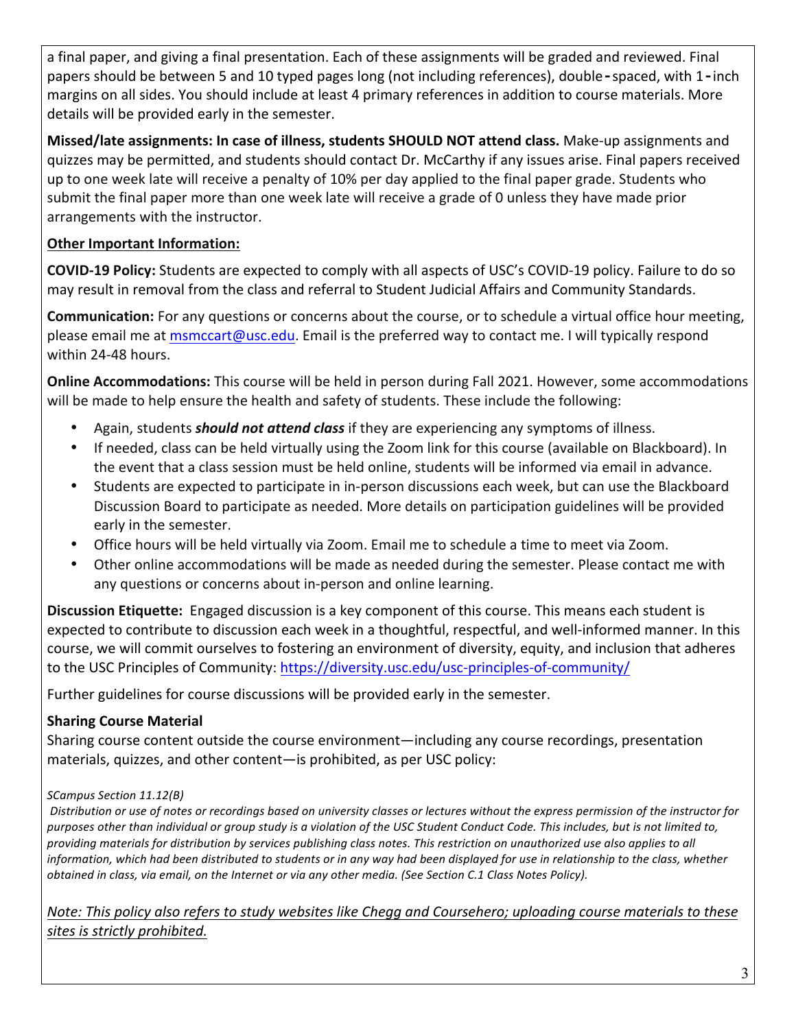a final paper, and giving a final presentation. Each of these assignments will be graded and reviewed. Final papers should be between 5 and 10 typed pages long (not including references), double-spaced, with 1-inch margins on all sides. You should include at least 4 primary references in addition to course materials. More details will be provided early in the semester.

**Missed/late assignments: In case of illness, students SHOULD NOT attend class.** Make-up assignments and quizzes may be permitted, and students should contact Dr. McCarthy if any issues arise. Final papers received up to one week late will receive a penalty of 10% per day applied to the final paper grade. Students who submit the final paper more than one week late will receive a grade of 0 unless they have made prior arrangements with the instructor.

**Other Important Information:**

**COVID-19 Policy:** Students are expected to comply with all aspects of USC's COVID-19 policy. Failure to do so may result in removal from the class and referral to Student Judicial Affairs and Community Standards.

**Communication:** For any questions or concerns about the course, or to schedule a virtual office hour meeting, please email me at msmccart@usc.edu. Email is the preferred way to contact me. I will typically respond within 24-48 hours.

**Online Accommodations:** This course will be held in person during Fall 2021. However, some accommodations will be made to help ensure the health and safety of students. These include the following:

- Again, students ***should not attend class*** if they are experiencing any symptoms of illness.
- If needed, class can be held virtually using the Zoom link for this course (available on Blackboard). In the event that a class session must be held online, students will be informed via email in advance.
- Students are expected to participate in in-person discussions each week, but can use the Blackboard Discussion Board to participate as needed. More details on participation guidelines will be provided early in the semester.
- Office hours will be held virtually via Zoom. Email me to schedule a time to meet via Zoom.
- Other online accommodations will be made as needed during the semester. Please contact me with any questions or concerns about in-person and online learning.

**Discussion Etiquette:** Engaged discussion is a key component of this course. This means each student is expected to contribute to discussion each week in a thoughtful, respectful, and well-informed manner. In this course, we will commit ourselves to fostering an environment of diversity, equity, and inclusion that adheres to the USC Principles of Community: https://diversity.usc.edu/usc-principles-of-community/

Further guidelines for course discussions will be provided early in the semester.

**Sharing Course Material**

Sharing course content outside the course environment—including any course recordings, presentation materials, quizzes, and other content—is prohibited, as per USC policy:

*SCampus Section 11.12(B)*

*Distribution or use of notes or recordings based on university classes or lectures without the express permission of the instructor for purposes other than individual or group study is a violation of the USC Student Conduct Code. This includes, but is not limited to, providing materials for distribution by services publishing class notes. This restriction on unauthorized use also applies to all information, which had been distributed to students or in any way had been displayed for use in relationship to the class, whether obtained in class, via email, on the Internet or via any other media. (See Section C.1 Class Notes Policy).*

*Note: This policy also refers to study websites like Chegg and Coursehero; uploading course materials to these sites is strictly prohibited.*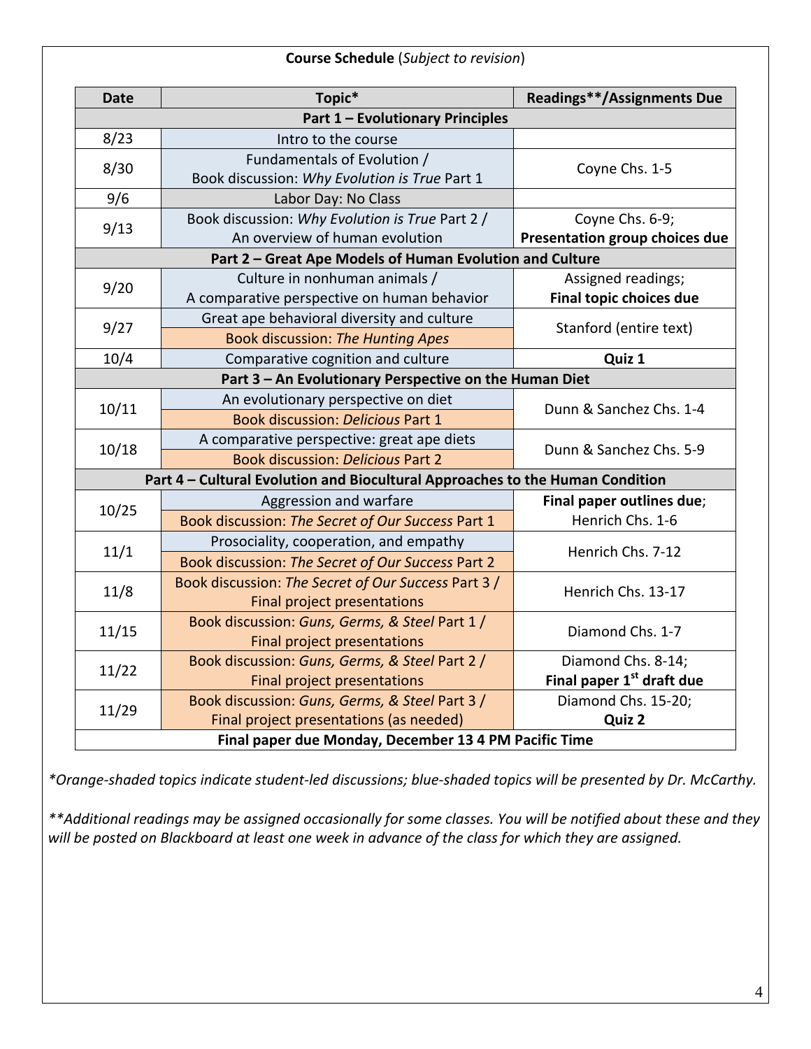**Course Schedule** (*Subject to revision*)

| Date | Topic* | Readings**/Assignments Due |
|---|---|---|
| **Part 1 – Evolutionary Principles** | | |
| 8/23 | Intro to the course | |
| 8/30 | Fundamentals of Evolution / Book discussion: *Why Evolution is True* Part 1 | Coyne Chs. 1-5 |
| 9/6 | Labor Day: No Class | |
| 9/13 | Book discussion: *Why Evolution is True* Part 2 / An overview of human evolution | Coyne Chs. 6-9; **Presentation group choices due** |
| **Part 2 – Great Ape Models of Human Evolution and Culture** | | |
| 9/20 | Culture in nonhuman animals / A comparative perspective on human behavior | Assigned readings; **Final topic choices due** |
| 9/27 | Great ape behavioral diversity and culture<br>Book discussion: *The Hunting Apes* | Stanford (entire text) |
| 10/4 | Comparative cognition and culture | **Quiz 1** |
| **Part 3 – An Evolutionary Perspective on the Human Diet** | | |
| 10/11 | An evolutionary perspective on diet<br>Book discussion: *Delicious* Part 1 | Dunn & Sanchez Chs. 1-4 |
| 10/18 | A comparative perspective: great ape diets<br>Book discussion: *Delicious* Part 2 | Dunn & Sanchez Chs. 5-9 |
| **Part 4 – Cultural Evolution and Biocultural Approaches to the Human Condition** | | |
| 10/25 | Aggression and warfare<br>Book discussion: *The Secret of Our Success* Part 1 | **Final paper outlines due**; Henrich Chs. 1-6 |
| 11/1 | Prosociality, cooperation, and empathy<br>Book discussion: *The Secret of Our Success* Part 2 | Henrich Chs. 7-12 |
| 11/8 | Book discussion: *The Secret of Our Success* Part 3 / Final project presentations | Henrich Chs. 13-17 |
| 11/15 | Book discussion: *Guns, Germs, & Steel* Part 1 / Final project presentations | Diamond Chs. 1-7 |
| 11/22 | Book discussion: *Guns, Germs, & Steel* Part 2 / Final project presentations | Diamond Chs. 8-14; **Final paper 1st draft due** |
| 11/29 | Book discussion: *Guns, Germs, & Steel* Part 3 / Final project presentations (as needed) | Diamond Chs. 15-20; **Quiz 2** |
| **Final paper due Monday, December 13 4 PM Pacific Time** | | |

**Orange-shaded topics indicate student-led discussions; blue-shaded topics will be presented by Dr. McCarthy.*

***Additional readings may be assigned occasionally for some classes. You will be notified about these and they will be posted on Blackboard at least one week in advance of the class for which they are assigned.*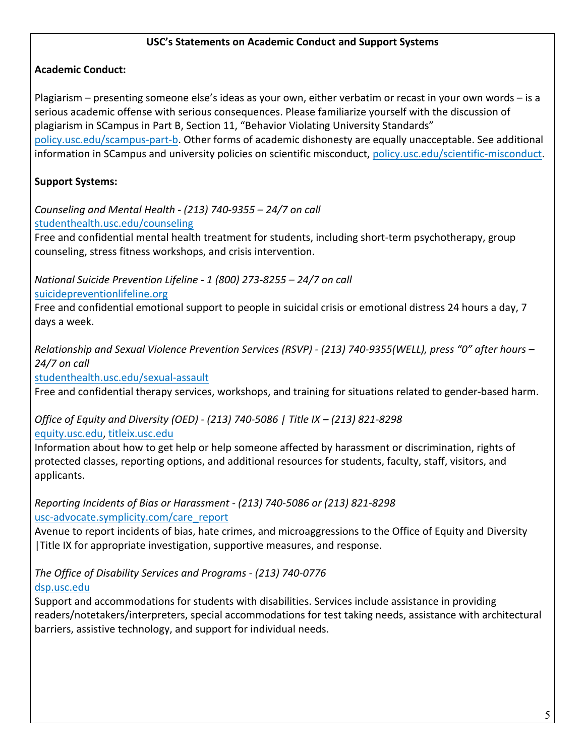**USC's Statements on Academic Conduct and Support Systems**

**Academic Conduct:**

Plagiarism – presenting someone else's ideas as your own, either verbatim or recast in your own words – is a serious academic offense with serious consequences. Please familiarize yourself with the discussion of plagiarism in SCampus in Part B, Section 11, "Behavior Violating University Standards" policy.usc.edu/scampus-part-b. Other forms of academic dishonesty are equally unacceptable. See additional information in SCampus and university policies on scientific misconduct, policy.usc.edu/scientific-misconduct.

**Support Systems:**

*Counseling and Mental Health - (213) 740-9355 – 24/7 on call*
studenthealth.usc.edu/counseling
Free and confidential mental health treatment for students, including short-term psychotherapy, group counseling, stress fitness workshops, and crisis intervention.

*National Suicide Prevention Lifeline - 1 (800) 273-8255 – 24/7 on call*
suicidepreventionlifeline.org
Free and confidential emotional support to people in suicidal crisis or emotional distress 24 hours a day, 7 days a week.

*Relationship and Sexual Violence Prevention Services (RSVP) - (213) 740-9355(WELL), press "0" after hours – 24/7 on call*
studenthealth.usc.edu/sexual-assault
Free and confidential therapy services, workshops, and training for situations related to gender-based harm.

*Office of Equity and Diversity (OED) - (213) 740-5086 | Title IX – (213) 821-8298*
equity.usc.edu, titleix.usc.edu
Information about how to get help or help someone affected by harassment or discrimination, rights of protected classes, reporting options, and additional resources for students, faculty, staff, visitors, and applicants.

*Reporting Incidents of Bias or Harassment - (213) 740-5086 or (213) 821-8298*
usc-advocate.symplicity.com/care_report
Avenue to report incidents of bias, hate crimes, and microaggressions to the Office of Equity and Diversity |Title IX for appropriate investigation, supportive measures, and response.

*The Office of Disability Services and Programs - (213) 740-0776*
dsp.usc.edu
Support and accommodations for students with disabilities. Services include assistance in providing readers/notetakers/interpreters, special accommodations for test taking needs, assistance with architectural barriers, assistive technology, and support for individual needs.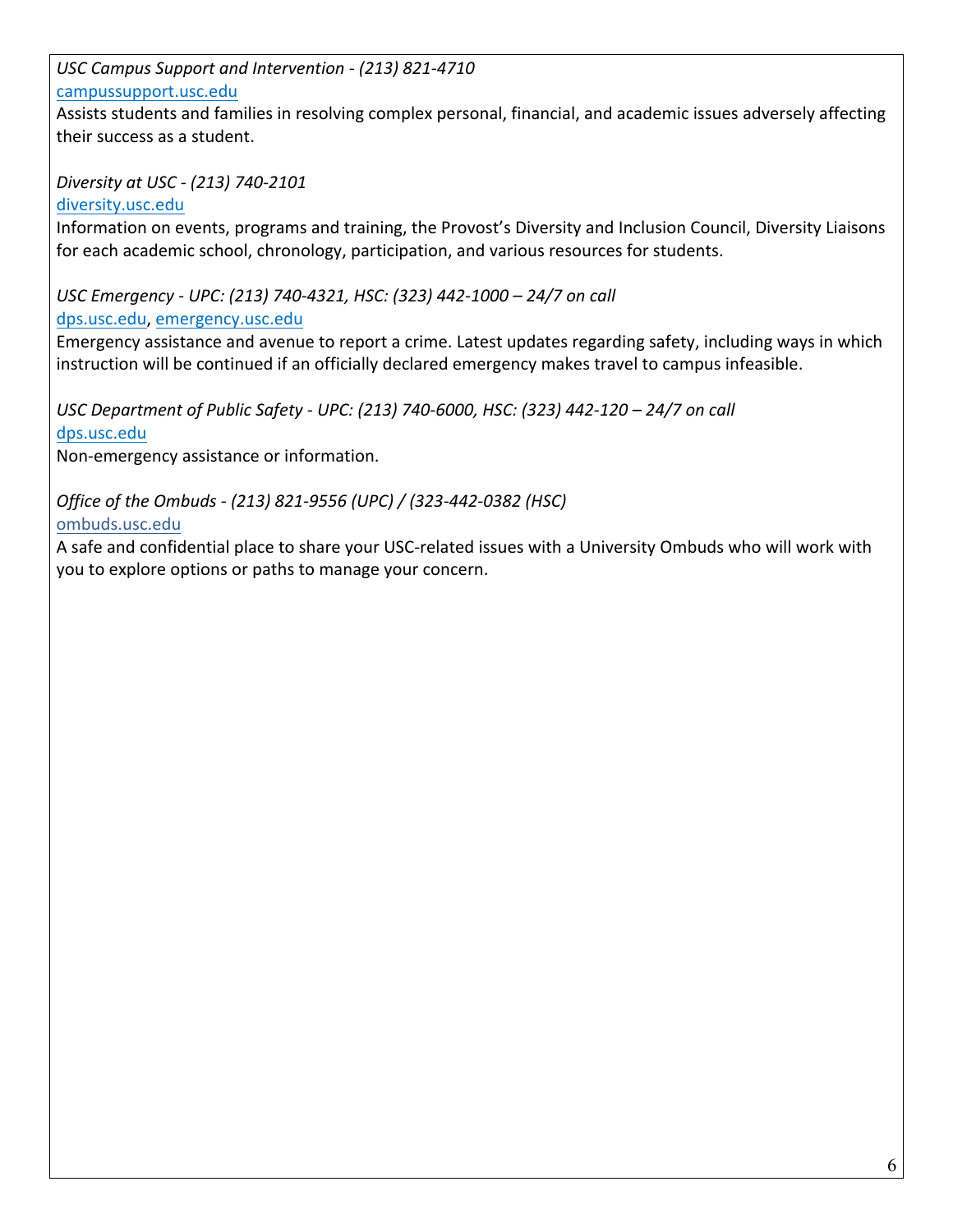*USC Campus Support and Intervention - (213) 821-4710*
campussupport.usc.edu
Assists students and families in resolving complex personal, financial, and academic issues adversely affecting their success as a student.

*Diversity at USC - (213) 740-2101*
diversity.usc.edu
Information on events, programs and training, the Provost's Diversity and Inclusion Council, Diversity Liaisons for each academic school, chronology, participation, and various resources for students.

*USC Emergency - UPC: (213) 740-4321, HSC: (323) 442-1000 – 24/7 on call*
dps.usc.edu, emergency.usc.edu
Emergency assistance and avenue to report a crime. Latest updates regarding safety, including ways in which instruction will be continued if an officially declared emergency makes travel to campus infeasible.

*USC Department of Public Safety - UPC: (213) 740-6000, HSC: (323) 442-120 – 24/7 on call*
dps.usc.edu
Non-emergency assistance or information.

*Office of the Ombuds - (213) 821-9556 (UPC) / (323-442-0382 (HSC)*
ombuds.usc.edu
A safe and confidential place to share your USC-related issues with a University Ombuds who will work with you to explore options or paths to manage your concern.